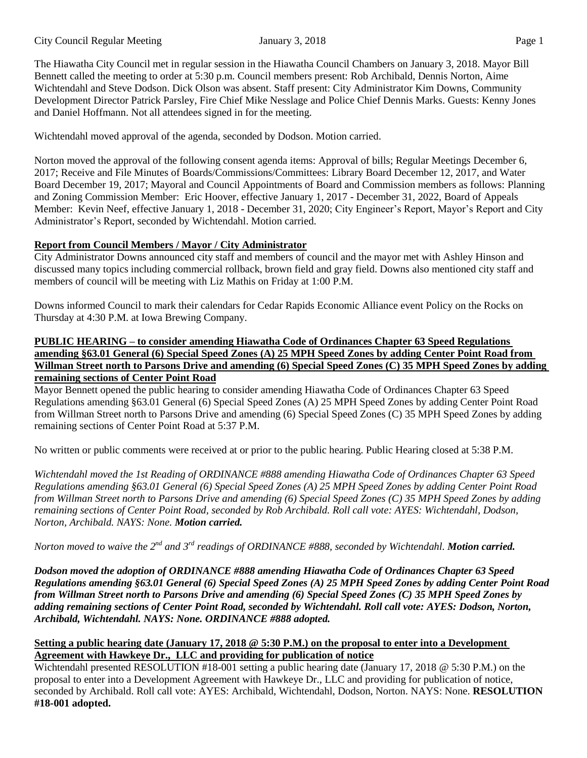The Hiawatha City Council met in regular session in the Hiawatha Council Chambers on January 3, 2018. Mayor Bill Bennett called the meeting to order at 5:30 p.m. Council members present: Rob Archibald, Dennis Norton, Aime Wichtendahl and Steve Dodson. Dick Olson was absent. Staff present: City Administrator Kim Downs, Community Development Director Patrick Parsley, Fire Chief Mike Nesslage and Police Chief Dennis Marks. Guests: Kenny Jones and Daniel Hoffmann. Not all attendees signed in for the meeting.

Wichtendahl moved approval of the agenda, seconded by Dodson. Motion carried.

Norton moved the approval of the following consent agenda items: Approval of bills; Regular Meetings December 6, 2017; Receive and File Minutes of Boards/Commissions/Committees: Library Board December 12, 2017, and Water Board December 19, 2017; Mayoral and Council Appointments of Board and Commission members as follows: Planning and Zoning Commission Member: Eric Hoover, effective January 1, 2017 - December 31, 2022, Board of Appeals Member: Kevin Neef, effective January 1, 2018 - December 31, 2020; City Engineer's Report, Mayor's Report and City Administrator's Report, seconded by Wichtendahl. Motion carried.

**Report from Council Members / Mayor / City Administrator**

City Administrator Downs announced city staff and members of council and the mayor met with Ashley Hinson and discussed many topics including commercial rollback, brown field and gray field. Downs also mentioned city staff and members of council will be meeting with Liz Mathis on Friday at 1:00 P.M.

Downs informed Council to mark their calendars for Cedar Rapids Economic Alliance event Policy on the Rocks on Thursday at 4:30 P.M. at Iowa Brewing Company.

**PUBLIC HEARING – to consider amending Hiawatha Code of Ordinances Chapter 63 Speed Regulations amending §63.01 General (6) Special Speed Zones (A) 25 MPH Speed Zones by adding Center Point Road from Willman Street north to Parsons Drive and amending (6) Special Speed Zones (C) 35 MPH Speed Zones by adding remaining sections of Center Point Road**

Mayor Bennett opened the public hearing to consider amending Hiawatha Code of Ordinances Chapter 63 Speed Regulations amending §63.01 General (6) Special Speed Zones (A) 25 MPH Speed Zones by adding Center Point Road from Willman Street north to Parsons Drive and amending (6) Special Speed Zones (C) 35 MPH Speed Zones by adding remaining sections of Center Point Road at 5:37 P.M.

No written or public comments were received at or prior to the public hearing. Public Hearing closed at 5:38 P.M.

*Wichtendahl moved the 1st Reading of ORDINANCE #888 amending Hiawatha Code of Ordinances Chapter 63 Speed Regulations amending §63.01 General (6) Special Speed Zones (A) 25 MPH Speed Zones by adding Center Point Road from Willman Street north to Parsons Drive and amending (6) Special Speed Zones (C) 35 MPH Speed Zones by adding remaining sections of Center Point Road, seconded by Rob Archibald. Roll call vote: AYES: Wichtendahl, Dodson, Norton, Archibald. NAYS: None.* ***Motion carried.***

*Norton moved to waive the 2nd and 3rd readings of ORDINANCE #888, seconded by Wichtendahl.* ***Motion carried.***

***Dodson moved the adoption of ORDINANCE #888 amending Hiawatha Code of Ordinances Chapter 63 Speed Regulations amending §63.01 General (6) Special Speed Zones (A) 25 MPH Speed Zones by adding Center Point Road from Willman Street north to Parsons Drive and amending (6) Special Speed Zones (C) 35 MPH Speed Zones by adding remaining sections of Center Point Road, seconded by Wichtendahl. Roll call vote: AYES: Dodson, Norton, Archibald, Wichtendahl. NAYS: None. ORDINANCE #888 adopted.***

**Setting a public hearing date (January 17, 2018 @ 5:30 P.M.) on the proposal to enter into a Development Agreement with Hawkeye Dr., LLC and providing for publication of notice**

Wichtendahl presented RESOLUTION #18-001 setting a public hearing date (January 17, 2018 @ 5:30 P.M.) on the proposal to enter into a Development Agreement with Hawkeye Dr., LLC and providing for publication of notice, seconded by Archibald. Roll call vote: AYES: Archibald, Wichtendahl, Dodson, Norton. NAYS: None. **RESOLUTION #18-001 adopted.**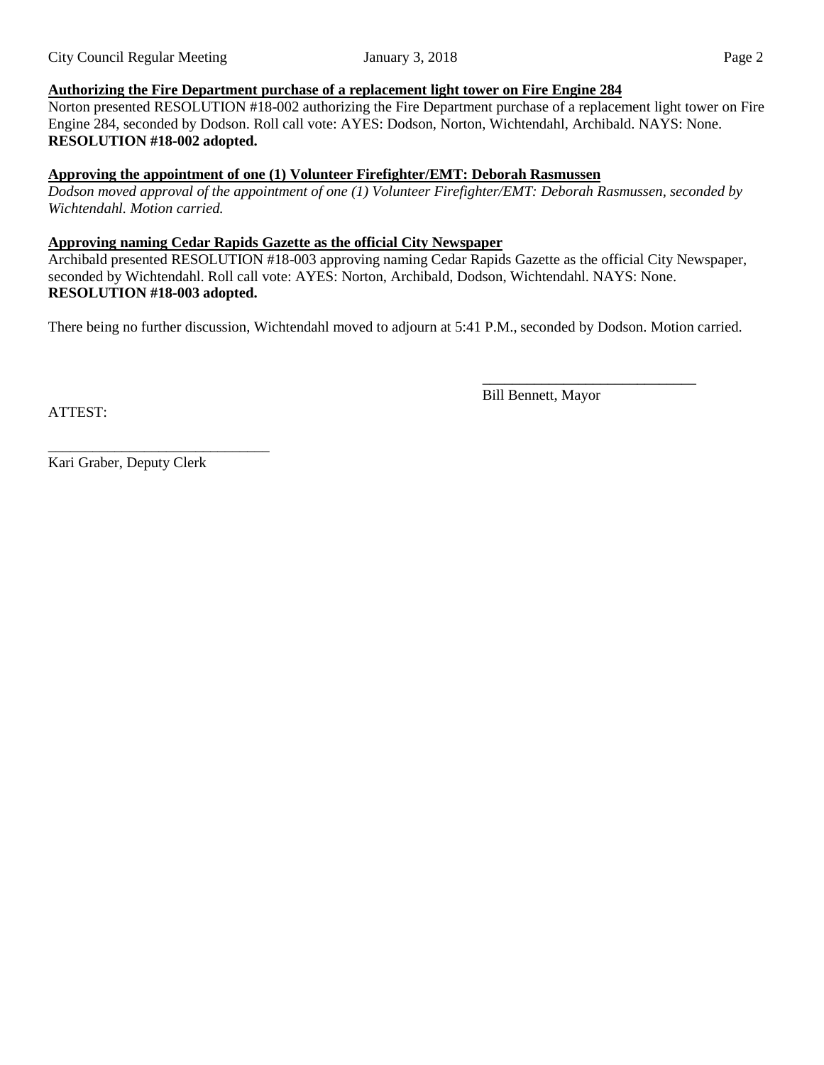**<u>Authorizing the Fire Department purchase of a replacement light tower on Fire Engine 284</u>**

Norton presented RESOLUTION #18-002 authorizing the Fire Department purchase of a replacement light tower on Fire Engine 284, seconded by Dodson. Roll call vote: AYES: Dodson, Norton, Wichtendahl, Archibald. NAYS: None. **RESOLUTION #18-002 adopted.**

**<u>Approving the appointment of one (1) Volunteer Firefighter/EMT: Deborah Rasmussen</u>**

*Dodson moved approval of the appointment of one (1) Volunteer Firefighter/EMT: Deborah Rasmussen, seconded by Wichtendahl. Motion carried.*

**<u>Approving naming Cedar Rapids Gazette as the official City Newspaper</u>**

Archibald presented RESOLUTION #18-003 approving naming Cedar Rapids Gazette as the official City Newspaper, seconded by Wichtendahl. Roll call vote: AYES: Norton, Archibald, Dodson, Wichtendahl. NAYS: None. **RESOLUTION #18-003 adopted.**

There being no further discussion, Wichtendahl moved to adjourn at 5:41 P.M., seconded by Dodson. Motion carried.

\_\_\_\_\_\_\_\_\_\_\_\_\_\_\_\_\_\_\_\_\_\_\_\_\_\_\_\_\_\_

Bill Bennett, Mayor

ATTEST:

\_\_\_\_\_\_\_\_\_\_\_\_\_\_\_\_\_\_\_\_\_\_\_\_\_\_\_\_\_\_

Kari Graber, Deputy Clerk